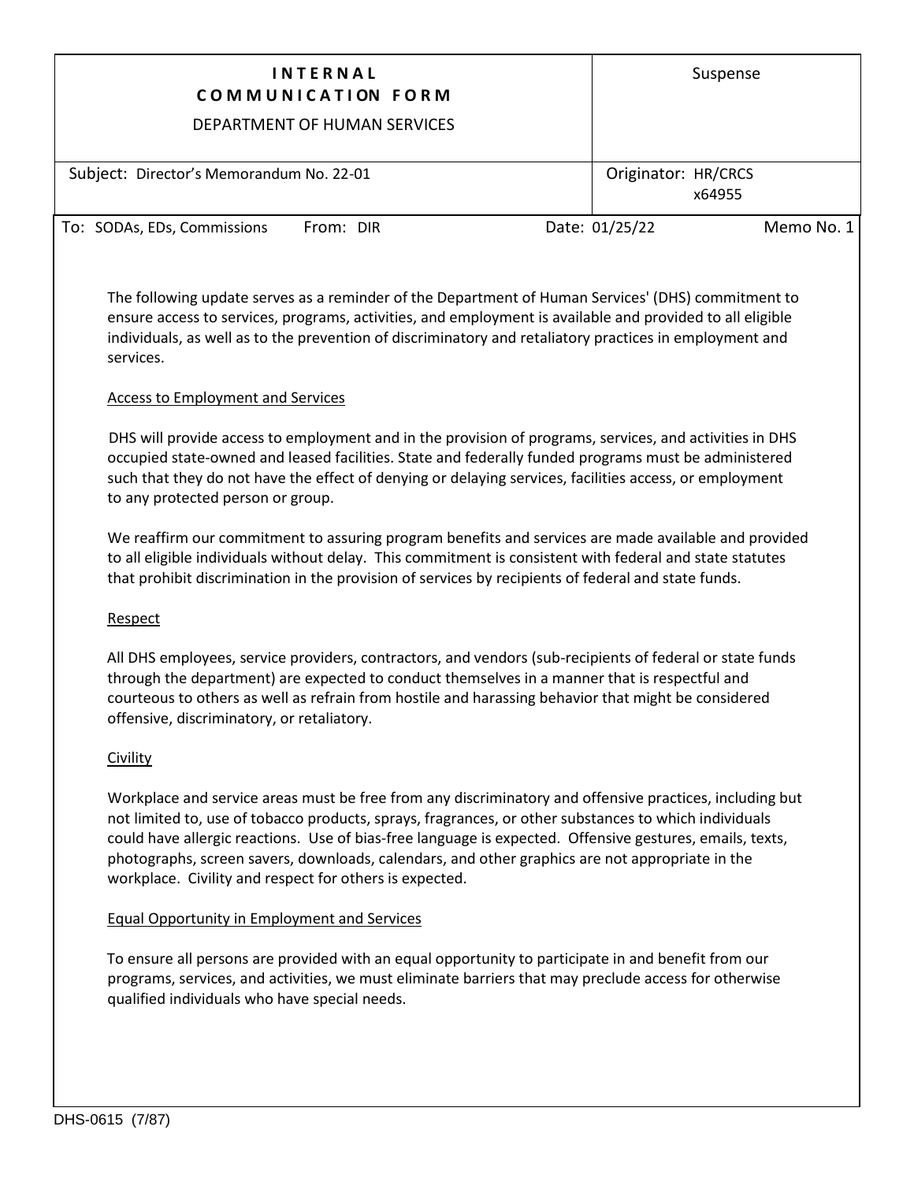| **INTERNAL COMMUNICATION FORM**<br>DEPARTMENT OF HUMAN SERVICES | Suspense |
| --- | --- |
| Subject: Director's Memorandum No. 22-01 | Originator: HR/CRCS<br>x64955 |

To: SODAs, EDs, Commissions From: DIR Date: 01/25/22 Memo No. 1

The following update serves as a reminder of the Department of Human Services' (DHS) commitment to ensure access to services, programs, activities, and employment is available and provided to all eligible individuals, as well as to the prevention of discriminatory and retaliatory practices in employment and services.

## Access to Employment and Services

DHS will provide access to employment and in the provision of programs, services, and activities in DHS occupied state-owned and leased facilities. State and federally funded programs must be administered such that they do not have the effect of denying or delaying services, facilities access, or employment to any protected person or group.

We reaffirm our commitment to assuring program benefits and services are made available and provided to all eligible individuals without delay. This commitment is consistent with federal and state statutes that prohibit discrimination in the provision of services by recipients of federal and state funds.

## Respect

All DHS employees, service providers, contractors, and vendors (sub-recipients of federal or state funds through the department) are expected to conduct themselves in a manner that is respectful and courteous to others as well as refrain from hostile and harassing behavior that might be considered offensive, discriminatory, or retaliatory.

## Civility

Workplace and service areas must be free from any discriminatory and offensive practices, including but not limited to, use of tobacco products, sprays, fragrances, or other substances to which individuals could have allergic reactions. Use of bias-free language is expected. Offensive gestures, emails, texts, photographs, screen savers, downloads, calendars, and other graphics are not appropriate in the workplace. Civility and respect for others is expected.

## Equal Opportunity in Employment and Services

To ensure all persons are provided with an equal opportunity to participate in and benefit from our programs, services, and activities, we must eliminate barriers that may preclude access for otherwise qualified individuals who have special needs.

DHS-0615 (7/87)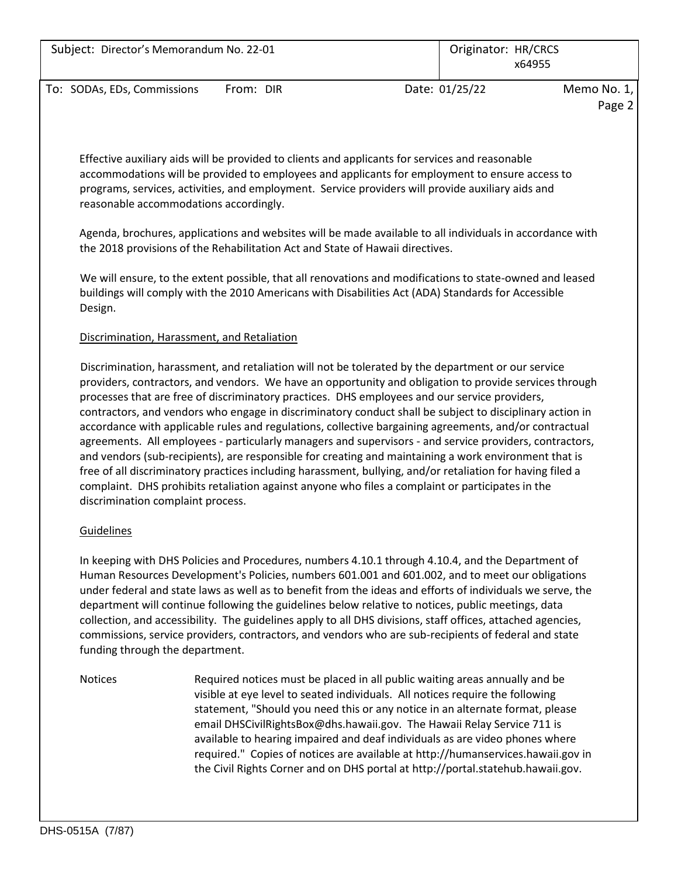Effective auxiliary aids will be provided to clients and applicants for services and reasonable accommodations will be provided to employees and applicants for employment to ensure access to programs, services, activities, and employment. Service providers will provide auxiliary aids and reasonable accommodations accordingly.

Agenda, brochures, applications and websites will be made available to all individuals in accordance with the 2018 provisions of the Rehabilitation Act and State of Hawaii directives.

We will ensure, to the extent possible, that all renovations and modifications to state-owned and leased buildings will comply with the 2010 Americans with Disabilities Act (ADA) Standards for Accessible Design.

## Discrimination, Harassment, and Retaliation

Discrimination, harassment, and retaliation will not be tolerated by the department or our service providers, contractors, and vendors. We have an opportunity and obligation to provide services through processes that are free of discriminatory practices. DHS employees and our service providers, contractors, and vendors who engage in discriminatory conduct shall be subject to disciplinary action in accordance with applicable rules and regulations, collective bargaining agreements, and/or contractual agreements. All employees - particularly managers and supervisors - and service providers, contractors, and vendors (sub-recipients), are responsible for creating and maintaining a work environment that is free of all discriminatory practices including harassment, bullying, and/or retaliation for having filed a complaint. DHS prohibits retaliation against anyone who files a complaint or participates in the discrimination complaint process.

## Guidelines

In keeping with DHS Policies and Procedures, numbers 4.10.1 through 4.10.4, and the Department of Human Resources Development's Policies, numbers 601.001 and 601.002, and to meet our obligations under federal and state laws as well as to benefit from the ideas and efforts of individuals we serve, the department will continue following the guidelines below relative to notices, public meetings, data collection, and accessibility. The guidelines apply to all DHS divisions, staff offices, attached agencies, commissions, service providers, contractors, and vendors who are sub-recipients of federal and state funding through the department.

**Notices** — Required notices must be placed in all public waiting areas annually and be visible at eye level to seated individuals. All notices require the following statement, "Should you need this or any notice in an alternate format, please email DHSCivilRightsBox@dhs.hawaii.gov. The Hawaii Relay Service 711 is available to hearing impaired and deaf individuals as are video phones where required." Copies of notices are available at http://humanservices.hawaii.gov in the Civil Rights Corner and on DHS portal at http://portal.statehub.hawaii.gov.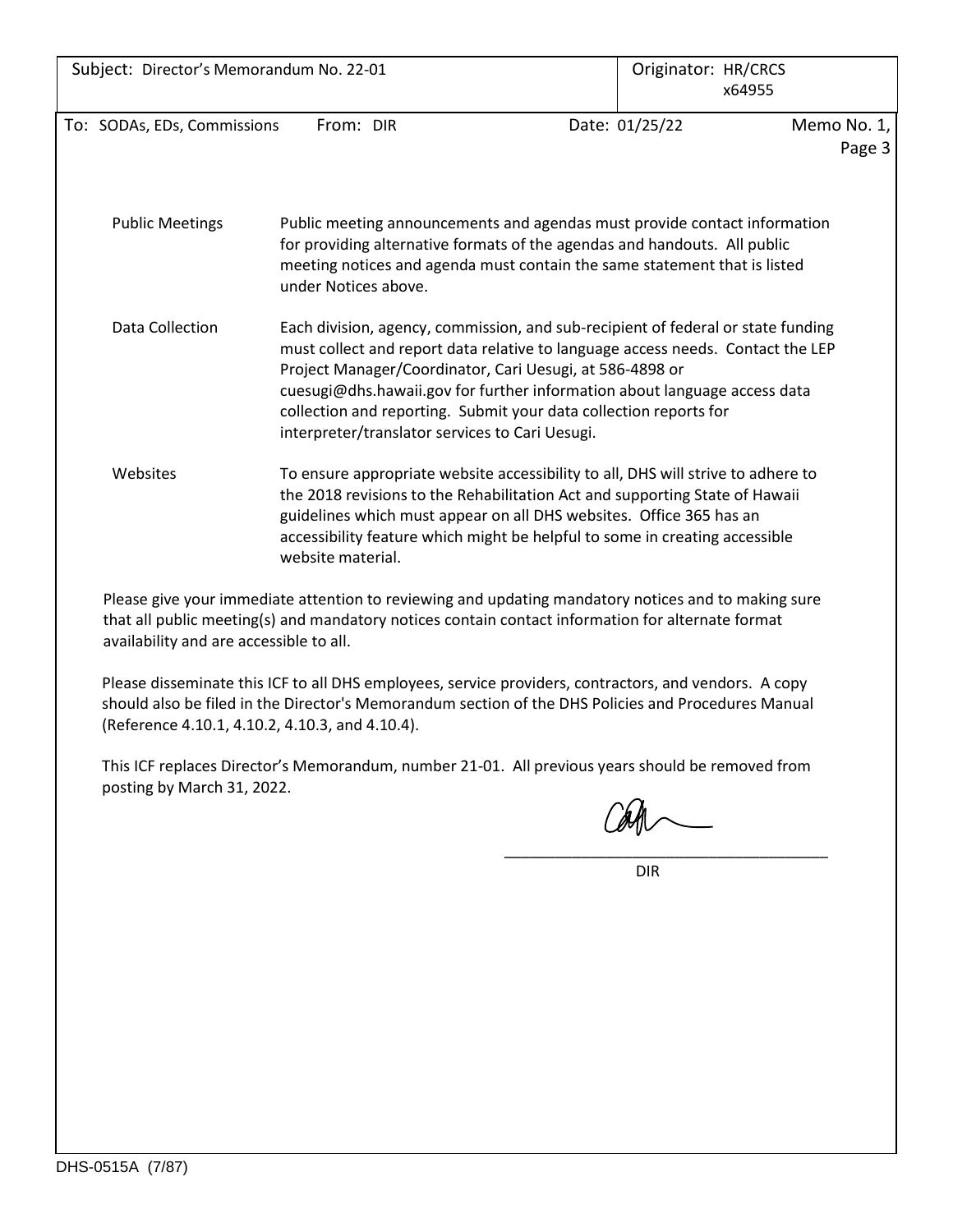| Subject: Director's Memorandum No. 22-01 | | | Originator: HR/CRCS x64955 |
| --- | --- | --- | --- |
| To: SODAs, EDs, Commissions | From: DIR | Date: 01/25/22 | Memo No. 1, Page 3 |

| | |
| --- | --- |
| Public Meetings | Public meeting announcements and agendas must provide contact information for providing alternative formats of the agendas and handouts. All public meeting notices and agenda must contain the same statement that is listed under Notices above. |
| Data Collection | Each division, agency, commission, and sub-recipient of federal or state funding must collect and report data relative to language access needs. Contact the LEP Project Manager/Coordinator, Cari Uesugi, at 586-4898 or cuesugi@dhs.hawaii.gov for further information about language access data collection and reporting. Submit your data collection reports for interpreter/translator services to Cari Uesugi. |
| Websites | To ensure appropriate website accessibility to all, DHS will strive to adhere to the 2018 revisions to the Rehabilitation Act and supporting State of Hawaii guidelines which must appear on all DHS websites. Office 365 has an accessibility feature which might be helpful to some in creating accessible website material. |

Please give your immediate attention to reviewing and updating mandatory notices and to making sure that all public meeting(s) and mandatory notices contain contact information for alternate format availability and are accessible to all.

Please disseminate this ICF to all DHS employees, service providers, contractors, and vendors. A copy should also be filed in the Director's Memorandum section of the DHS Policies and Procedures Manual (Reference 4.10.1, 4.10.2, 4.10.3, and 4.10.4).

This ICF replaces Director's Memorandum, number 21-01. All previous years should be removed from posting by March 31, 2022.

DIR

DHS-0515A (7/87)